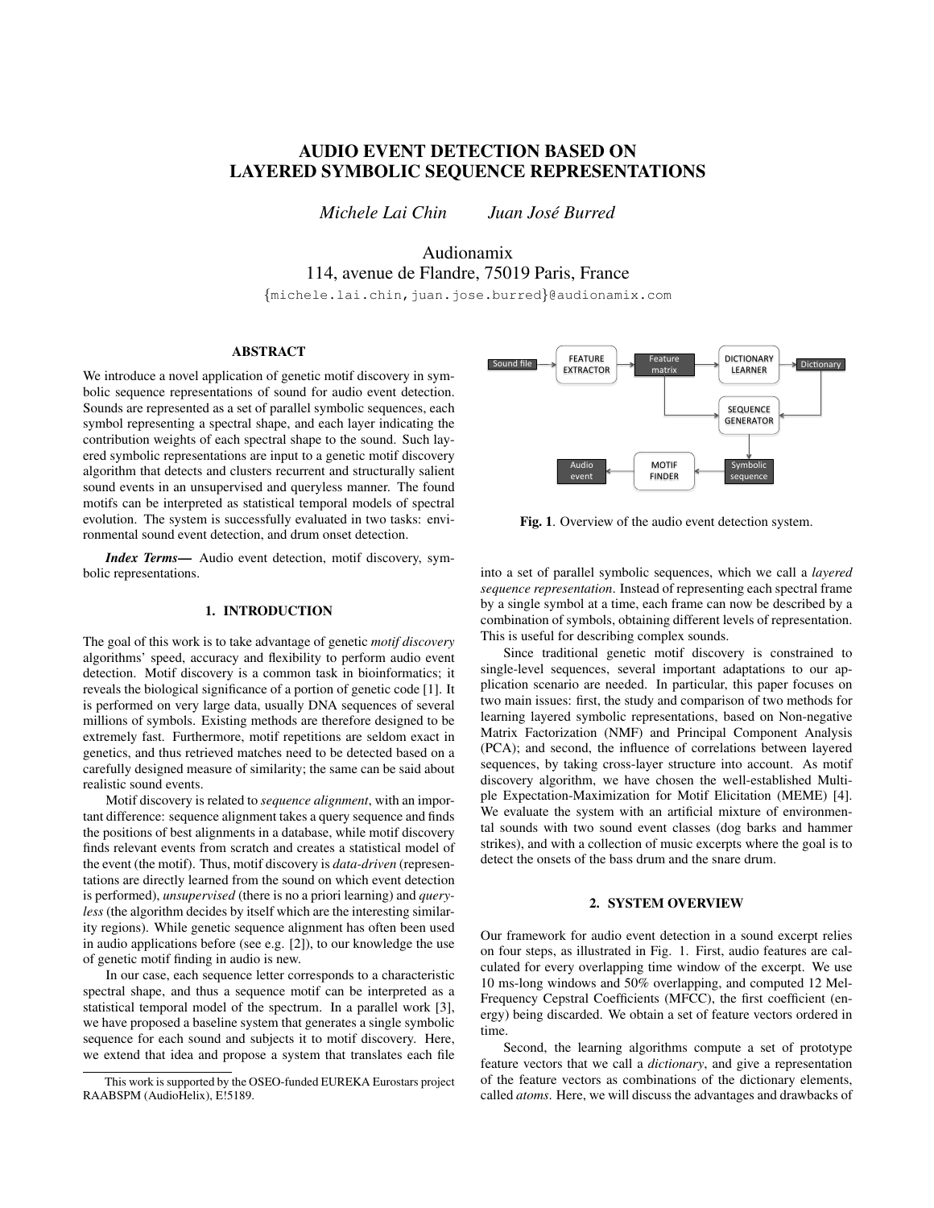# AUDIO EVENT DETECTION BASED ON LAYERED SYMBOLIC SEQUENCE REPRESENTATIONS

*Michele Lai Chin* *Juan José Burred*

Audionamix
114, avenue de Flandre, 75019 Paris, France
{michele.lai.chin,juan.jose.burred}@audionamix.com

## ABSTRACT

We introduce a novel application of genetic motif discovery in symbolic sequence representations of sound for audio event detection. Sounds are represented as a set of parallel symbolic sequences, each symbol representing a spectral shape, and each layer indicating the contribution weights of each spectral shape to the sound. Such layered symbolic representations are input to a genetic motif discovery algorithm that detects and clusters recurrent and structurally salient sound events in an unsupervised and queryless manner. The found motifs can be interpreted as statistical temporal models of spectral evolution. The system is successfully evaluated in two tasks: environmental sound event detection, and drum onset detection.

***Index Terms*—** Audio event detection, motif discovery, symbolic representations.

## 1. INTRODUCTION

The goal of this work is to take advantage of genetic *motif discovery* algorithms' speed, accuracy and flexibility to perform audio event detection. Motif discovery is a common task in bioinformatics; it reveals the biological significance of a portion of genetic code [1]. It is performed on very large data, usually DNA sequences of several millions of symbols. Existing methods are therefore designed to be extremely fast. Furthermore, motif repetitions are seldom exact in genetics, and thus retrieved matches need to be detected based on a carefully designed measure of similarity; the same can be said about realistic sound events.

Motif discovery is related to *sequence alignment*, with an important difference: sequence alignment takes a query sequence and finds the positions of best alignments in a database, while motif discovery finds relevant events from scratch and creates a statistical model of the event (the motif). Thus, motif discovery is *data-driven* (representations are directly learned from the sound on which event detection is performed), *unsupervised* (there is no a priori learning) and *queryless* (the algorithm decides by itself which are the interesting similarity regions). While genetic sequence alignment has often been used in audio applications before (see e.g. [2]), to our knowledge the use of genetic motif finding in audio is new.

In our case, each sequence letter corresponds to a characteristic spectral shape, and thus a sequence motif can be interpreted as a statistical temporal model of the spectrum. In a parallel work [3], we have proposed a baseline system that generates a single symbolic sequence for each sound and subjects it to motif discovery. Here, we extend that idea and propose a system that translates each file into a set of parallel symbolic sequences, which we call a *layered sequence representation*. Instead of representing each spectral frame by a single symbol at a time, each frame can now be described by a combination of symbols, obtaining different levels of representation. This is useful for describing complex sounds.

Since traditional genetic motif discovery is constrained to single-level sequences, several important adaptations to our application scenario are needed. In particular, this paper focuses on two main issues: first, the study and comparison of two methods for learning layered symbolic representations, based on Non-negative Matrix Factorization (NMF) and Principal Component Analysis (PCA); and second, the influence of correlations between layered sequences, by taking cross-layer structure into account. As motif discovery algorithm, we have chosen the well-established Multiple Expectation-Maximization for Motif Elicitation (MEME) [4]. We evaluate the system with an artificial mixture of environmental sounds with two sound event classes (dog barks and hammer strikes), and with a collection of music excerpts where the goal is to detect the onsets of the bass drum and the snare drum.

Sound file
FEATURE EXTRACTOR
Feature matrix
DICTIONARY LEARNER
Dictionary
SEQUENCE GENERATOR
Symbolic sequence
MOTIF FINDER
Audio event

**Fig. 1**. Overview of the audio event detection system.

## 2. SYSTEM OVERVIEW

Our framework for audio event detection in a sound excerpt relies on four steps, as illustrated in Fig. 1. First, audio features are calculated for every overlapping time window of the excerpt. We use 10 ms-long windows and 50% overlapping, and computed 12 Mel-Frequency Cepstral Coefficients (MFCC), the first coefficient (energy) being discarded. We obtain a set of feature vectors ordered in time.

Second, the learning algorithms compute a set of prototype feature vectors that we call a *dictionary*, and give a representation of the feature vectors as combinations of the dictionary elements, called *atoms*. Here, we will discuss the advantages and drawbacks of

This work is supported by the OSEO-funded EUREKA Eurostars project RAABSPM (AudioHelix), E!5189.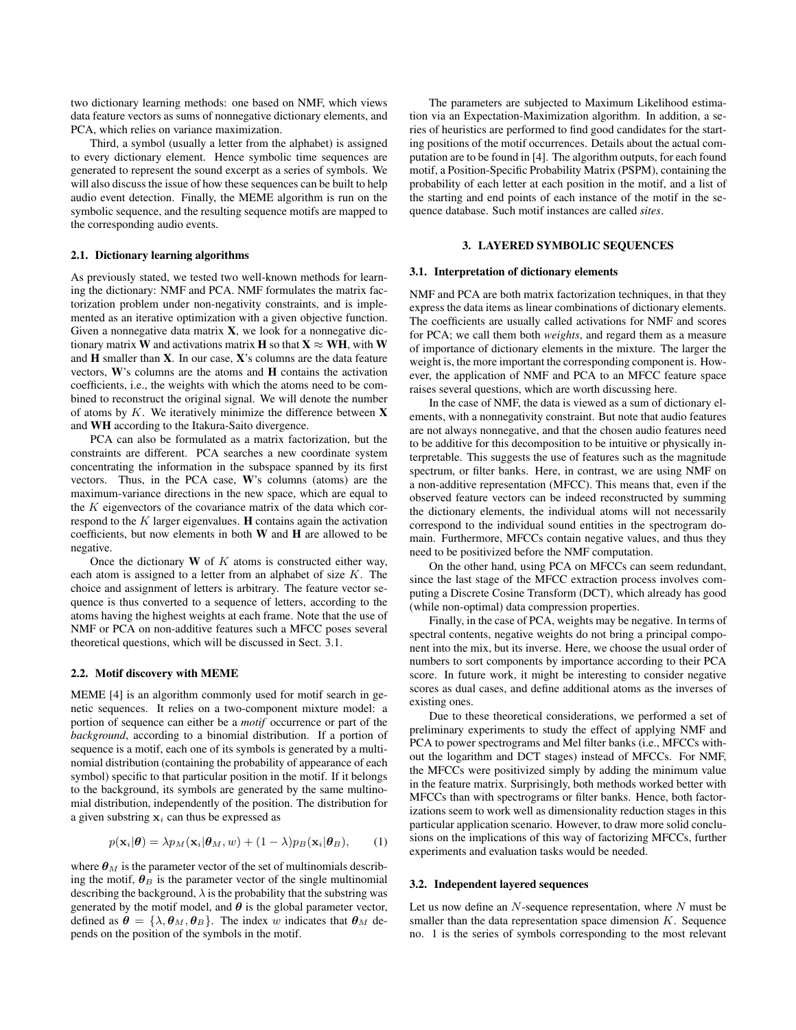two dictionary learning methods: one based on NMF, which views data feature vectors as sums of nonnegative dictionary elements, and PCA, which relies on variance maximization.

Third, a symbol (usually a letter from the alphabet) is assigned to every dictionary element. Hence symbolic time sequences are generated to represent the sound excerpt as a series of symbols. We will also discuss the issue of how these sequences can be built to help audio event detection. Finally, the MEME algorithm is run on the symbolic sequence, and the resulting sequence motifs are mapped to the corresponding audio events.

### 2.1. Dictionary learning algorithms

As previously stated, we tested two well-known methods for learning the dictionary: NMF and PCA. NMF formulates the matrix factorization problem under non-negativity constraints, and is implemented as an iterative optimization with a given objective function. Given a nonnegative data matrix $\mathbf{X}$, we look for a nonnegative dictionary matrix $\mathbf{W}$ and activations matrix $\mathbf{H}$ so that $\mathbf{X} \approx \mathbf{WH}$, with $\mathbf{W}$ and $\mathbf{H}$ smaller than $\mathbf{X}$. In our case, $\mathbf{X}$'s columns are the data feature vectors, $\mathbf{W}$'s columns are the atoms and $\mathbf{H}$ contains the activation coefficients, i.e., the weights with which the atoms need to be combined to reconstruct the original signal. We will denote the number of atoms by $K$. We iteratively minimize the difference between $\mathbf{X}$ and $\mathbf{WH}$ according to the Itakura-Saito divergence.

PCA can also be formulated as a matrix factorization, but the constraints are different. PCA searches a new coordinate system concentrating the information in the subspace spanned by its first vectors. Thus, in the PCA case, $\mathbf{W}$'s columns (atoms) are the maximum-variance directions in the new space, which are equal to the $K$ eigenvectors of the covariance matrix of the data which correspond to the $K$ larger eigenvalues. $\mathbf{H}$ contains again the activation coefficients, but now elements in both $\mathbf{W}$ and $\mathbf{H}$ are allowed to be negative.

Once the dictionary $\mathbf{W}$ of $K$ atoms is constructed either way, each atom is assigned to a letter from an alphabet of size $K$. The choice and assignment of letters is arbitrary. The feature vector sequence is thus converted to a sequence of letters, according to the atoms having the highest weights at each frame. Note that the use of NMF or PCA on non-additive features such a MFCC poses several theoretical questions, which will be discussed in Sect. 3.1.

### 2.2. Motif discovery with MEME

MEME [4] is an algorithm commonly used for motif search in genetic sequences. It relies on a two-component mixture model: a portion of sequence can either be a *motif* occurrence or part of the *background*, according to a binomial distribution. If a portion of sequence is a motif, each one of its symbols is generated by a multinomial distribution (containing the probability of appearance of each symbol) specific to that particular position in the motif. If it belongs to the background, its symbols are generated by the same multinomial distribution, independently of the position. The distribution for a given substring $\mathbf{x}_i$ can thus be expressed as

$$p(\mathbf{x}_i|\boldsymbol{\theta}) = \lambda p_M(\mathbf{x}_i|\boldsymbol{\theta}_M, w) + (1 - \lambda)p_B(\mathbf{x}_i|\boldsymbol{\theta}_B), \quad (1)$$

where $\boldsymbol{\theta}_M$ is the parameter vector of the set of multinomials describing the motif, $\boldsymbol{\theta}_B$ is the parameter vector of the single multinomial describing the background, $\lambda$ is the probability that the substring was generated by the motif model, and $\boldsymbol{\theta}$ is the global parameter vector, defined as $\boldsymbol{\theta} = \{\lambda, \boldsymbol{\theta}_M, \boldsymbol{\theta}_B\}$. The index $w$ indicates that $\boldsymbol{\theta}_M$ depends on the position of the symbols in the motif.

The parameters are subjected to Maximum Likelihood estimation via an Expectation-Maximization algorithm. In addition, a series of heuristics are performed to find good candidates for the starting positions of the motif occurrences. Details about the actual computation are to be found in [4]. The algorithm outputs, for each found motif, a Position-Specific Probability Matrix (PSPM), containing the probability of each letter at each position in the motif, and a list of the starting and end points of each instance of the motif in the sequence database. Such motif instances are called *sites*.

## 3. LAYERED SYMBOLIC SEQUENCES

### 3.1. Interpretation of dictionary elements

NMF and PCA are both matrix factorization techniques, in that they express the data items as linear combinations of dictionary elements. The coefficients are usually called activations for NMF and scores for PCA; we call them both *weights*, and regard them as a measure of importance of dictionary elements in the mixture. The larger the weight is, the more important the corresponding component is. However, the application of NMF and PCA to an MFCC feature space raises several questions, which are worth discussing here.

In the case of NMF, the data is viewed as a sum of dictionary elements, with a nonnegativity constraint. But note that audio features are not always nonnegative, and that the chosen audio features need to be additive for this decomposition to be intuitive or physically interpretable. This suggests the use of features such as the magnitude spectrum, or filter banks. Here, in contrast, we are using NMF on a non-additive representation (MFCC). This means that, even if the observed feature vectors can be indeed reconstructed by summing the dictionary elements, the individual atoms will not necessarily correspond to the individual sound entities in the spectrogram domain. Furthermore, MFCCs contain negative values, and thus they need to be positivized before the NMF computation.

On the other hand, using PCA on MFCCs can seem redundant, since the last stage of the MFCC extraction process involves computing a Discrete Cosine Transform (DCT), which already has good (while non-optimal) data compression properties.

Finally, in the case of PCA, weights may be negative. In terms of spectral contents, negative weights do not bring a principal component into the mix, but its inverse. Here, we choose the usual order of numbers to sort components by importance according to their PCA score. In future work, it might be interesting to consider negative scores as dual cases, and define additional atoms as the inverses of existing ones.

Due to these theoretical considerations, we performed a set of preliminary experiments to study the effect of applying NMF and PCA to power spectrograms and Mel filter banks (i.e., MFCCs without the logarithm and DCT stages) instead of MFCCs. For NMF, the MFCCs were positivized simply by adding the minimum value in the feature matrix. Surprisingly, both methods worked better with MFCCs than with spectrograms or filter banks. Hence, both factorizations seem to work well as dimensionality reduction stages in this particular application scenario. However, to draw more solid conclusions on the implications of this way of factorizing MFCCs, further experiments and evaluation tasks would be needed.

### 3.2. Independent layered sequences

Let us now define an $N$-sequence representation, where $N$ must be smaller than the data representation space dimension $K$. Sequence no. 1 is the series of symbols corresponding to the most relevant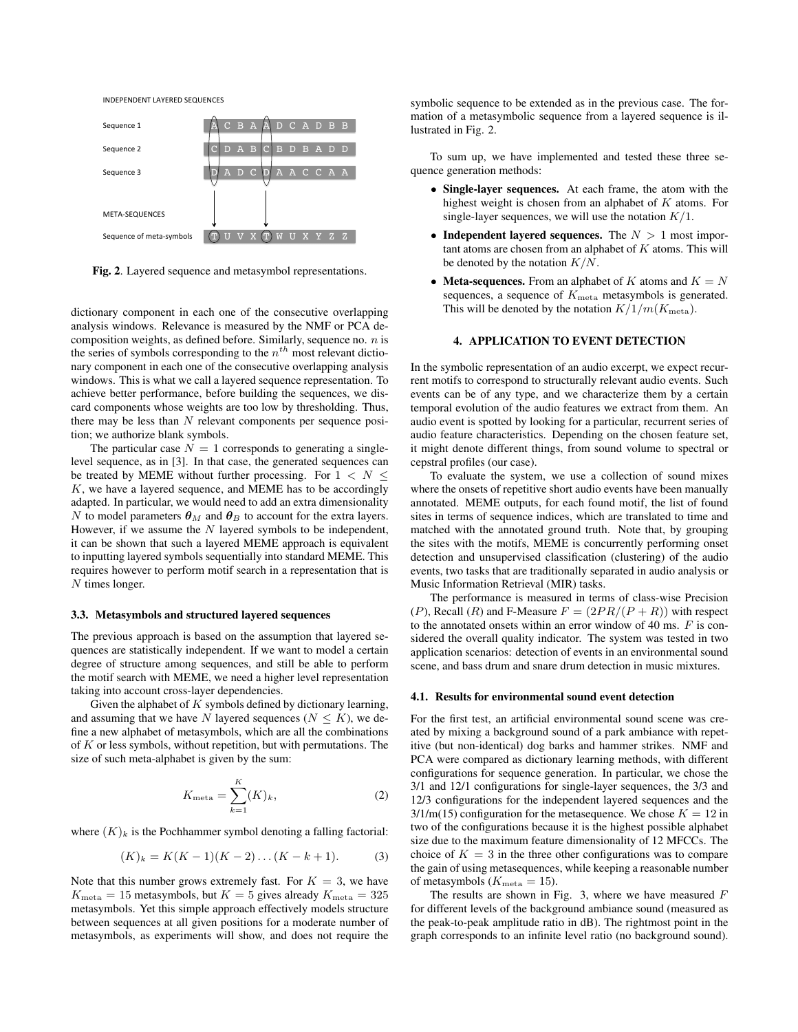INDEPENDENT LAYERED SEQUENCES

Sequence 1: A C B A A D C A D B B

Sequence 2: C D A B C B D B A D D

Sequence 3: D A D C D A A C C A A

META-SEQUENCES

Sequence of meta-symbols: T U V X T W U X Y Z Z

**Fig. 2**. Layered sequence and metasymbol representations.

dictionary component in each one of the consecutive overlapping analysis windows. Relevance is measured by the NMF or PCA decomposition weights, as defined before. Similarly, sequence no. $n$ is the series of symbols corresponding to the $n^{th}$ most relevant dictionary component in each one of the consecutive overlapping analysis windows. This is what we call a layered sequence representation. To achieve better performance, before building the sequences, we discard components whose weights are too low by thresholding. Thus, there may be less than $N$ relevant components per sequence position; we authorize blank symbols.

The particular case $N = 1$ corresponds to generating a single-level sequence, as in [3]. In that case, the generated sequences can be treated by MEME without further processing. For $1 < N \leq K$, we have a layered sequence, and MEME has to be accordingly adapted. In particular, we would need to add an extra dimensionality $N$ to model parameters $\boldsymbol{\theta}_M$ and $\boldsymbol{\theta}_B$ to account for the extra layers. However, if we assume the $N$ layered symbols to be independent, it can be shown that such a layered MEME approach is equivalent to inputting layered symbols sequentially into standard MEME. This requires however to perform motif search in a representation that is $N$ times longer.

### 3.3. Metasymbols and structured layered sequences

The previous approach is based on the assumption that layered sequences are statistically independent. If we want to model a certain degree of structure among sequences, and still be able to perform the motif search with MEME, we need a higher level representation taking into account cross-layer dependencies.

Given the alphabet of $K$ symbols defined by dictionary learning, and assuming that we have $N$ layered sequences ($N \leq K$), we define a new alphabet of metasymbols, which are all the combinations of $K$ or less symbols, without repetition, but with permutations. The size of such meta-alphabet is given by the sum:

$$K_{\text{meta}} = \sum_{k=1}^{K} (K)_k, \tag{2}$$

where $(K)_k$ is the Pochhammer symbol denoting a falling factorial:

$$(K)_k = K(K-1)(K-2)\dots(K-k+1). \tag{3}$$

Note that this number grows extremely fast. For $K = 3$, we have $K_{\text{meta}} = 15$ metasymbols, but $K = 5$ gives already $K_{\text{meta}} = 325$ metasymbols. Yet this simple approach effectively models structure between sequences at all given positions for a moderate number of metasymbols, as experiments will show, and does not require the symbolic sequence to be extended as in the previous case. The formation of a metasymbolic sequence from a layered sequence is illustrated in Fig. 2.

To sum up, we have implemented and tested these three sequence generation methods:

- **Single-layer sequences.** At each frame, the atom with the highest weight is chosen from an alphabet of $K$ atoms. For single-layer sequences, we will use the notation $K/1$.
- **Independent layered sequences.** The $N > 1$ most important atoms are chosen from an alphabet of $K$ atoms. This will be denoted by the notation $K/N$.
- **Meta-sequences.** From an alphabet of $K$ atoms and $K = N$ sequences, a sequence of $K_{\text{meta}}$ metasymbols is generated. This will be denoted by the notation $K/1/m(K_{\text{meta}})$.

## 4. APPLICATION TO EVENT DETECTION

In the symbolic representation of an audio excerpt, we expect recurrent motifs to correspond to structurally relevant audio events. Such events can be of any type, and we characterize them by a certain temporal evolution of the audio features we extract from them. An audio event is spotted by looking for a particular, recurrent series of audio feature characteristics. Depending on the chosen feature set, it might denote different things, from sound volume to spectral or cepstral profiles (our case).

To evaluate the system, we use a collection of sound mixes where the onsets of repetitive short audio events have been manually annotated. MEME outputs, for each found motif, the list of found sites in terms of sequence indices, which are translated to time and matched with the annotated ground truth. Note that, by grouping the sites with the motifs, MEME is concurrently performing onset detection and unsupervised classification (clustering) of the audio events, two tasks that are traditionally separated in audio analysis or Music Information Retrieval (MIR) tasks.

The performance is measured in terms of class-wise Precision ($P$), Recall ($R$) and F-Measure $F = (2PR/(P + R))$ with respect to the annotated onsets within an error window of 40 ms. $F$ is considered the overall quality indicator. The system was tested in two application scenarios: detection of events in an environmental sound scene, and bass drum and snare drum detection in music mixtures.

### 4.1. Results for environmental sound event detection

For the first test, an artificial environmental sound scene was created by mixing a background sound of a park ambiance with repetitive (but non-identical) dog barks and hammer strikes. NMF and PCA were compared as dictionary learning methods, with different configurations for sequence generation. In particular, we chose the 3/1 and 12/1 configurations for single-layer sequences, the 3/3 and 12/3 configurations for the independent layered sequences and the 3/1/m(15) configuration for the metasequence. We chose $K = 12$ in two of the configurations because it is the highest possible alphabet size due to the maximum feature dimensionality of 12 MFCCs. The choice of $K = 3$ in the three other configurations was to compare the gain of using metasequences, while keeping a reasonable number of metasymbols ($K_{\text{meta}} = 15$).

The results are shown in Fig. 3, where we have measured $F$ for different levels of the background ambiance sound (measured as the peak-to-peak amplitude ratio in dB). The rightmost point in the graph corresponds to an infinite level ratio (no background sound).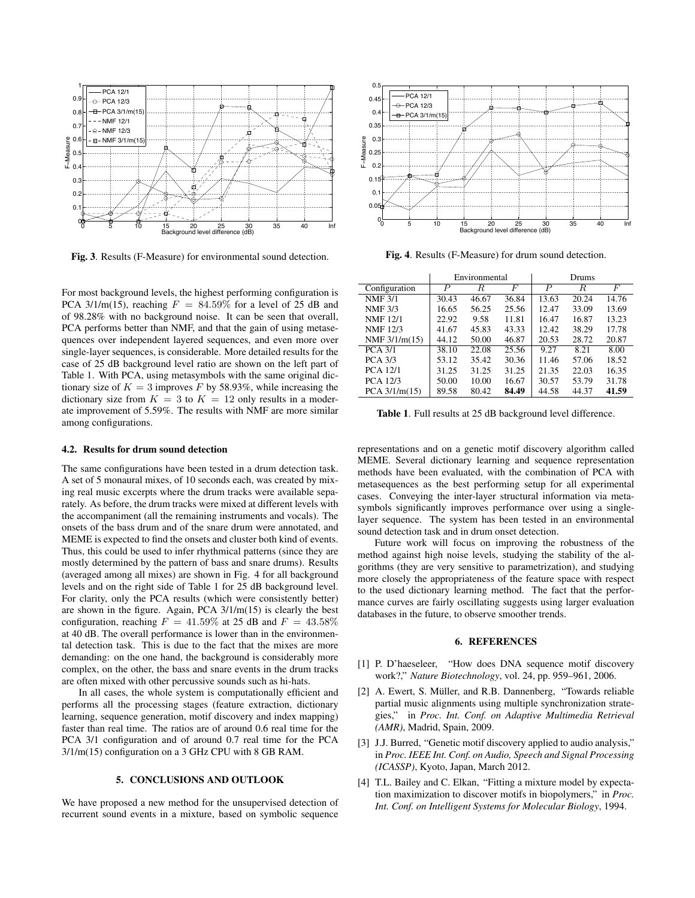F–Measure

0
0.1
0.2
0.3
0.4
0.5
0.6
0.7
0.8
0.9
1

0 5 10 15 20 25 30 35 40 Inf

Background level difference (dB)

PCA 12/1
PCA 12/3
PCA 3/1/m(15)
NMF 12/1
NMF 12/3
NMF 3/1/m(15)

**Fig. 3**. Results (F-Measure) for environmental sound detection.

F–Measure

0
0.05
0.1
0.15
0.2
0.25
0.3
0.35
0.4
0.45
0.5

0 5 10 15 20 25 30 35 40 Inf

Background level difference (dB)

PCA 12/1
PCA 12/3
PCA 3/1/m(15)

**Fig. 4**. Results (F-Measure) for drum sound detection.

For most background levels, the highest performing configuration is PCA 3/1/m(15), reaching $F = 84.59\%$ for a level of 25 dB and of 98.28% with no background noise. It can be seen that overall, PCA performs better than NMF, and that the gain of using metasequences over independent layered sequences, and even more over single-layer sequences, is considerable. More detailed results for the case of 25 dB background level ratio are shown on the left part of Table 1. With PCA, using metasymbols with the same original dictionary size of $K = 3$ improves $F$ by 58.93%, while increasing the dictionary size from $K = 3$ to $K = 12$ only results in a moderate improvement of 5.59%. The results with NMF are more similar among configurations.

### 4.2. Results for drum sound detection

The same configurations have been tested in a drum detection task. A set of 5 monaural mixes, of 10 seconds each, was created by mixing real music excerpts where the drum tracks were available separately. As before, the drum tracks were mixed at different levels with the accompaniment (all the remaining instruments and vocals). The onsets of the bass drum and of the snare drum were annotated, and MEME is expected to find the onsets and cluster both kind of events. Thus, this could be used to infer rhythmical patterns (since they are mostly determined by the pattern of bass and snare drums). Results (averaged among all mixes) are shown in Fig. 4 for all background levels and on the right side of Table 1 for 25 dB background level. For clarity, only the PCA results (which were consistently better) are shown in the figure. Again, PCA 3/1/m(15) is clearly the best configuration, reaching $F = 41.59\%$ at 25 dB and $F = 43.58\%$ at 40 dB. The overall performance is lower than in the environmental detection task. This is due to the fact that the mixes are more demanding: on the one hand, the background is considerably more complex, on the other, the bass and snare events in the drum tracks are often mixed with other percussive sounds such as hi-hats.

In all cases, the whole system is computationally efficient and performs all the processing stages (feature extraction, dictionary learning, sequence generation, motif discovery and index mapping) faster than real time. The ratios are of around 0.6 real time for the PCA 3/1 configuration and of around 0.7 real time for the PCA 3/1/m(15) configuration on a 3 GHz CPU with 8 GB RAM.

| | Environmental | | | Drums | | |
|---|---|---|---|---|---|---|
| Configuration | $P$ | $R$ | $F$ | $P$ | $R$ | $F$ |
| NMF 3/1 | 30.43 | 46.67 | 36.84 | 13.63 | 20.24 | 14.76 |
| NMF 3/3 | 16.65 | 56.25 | 25.56 | 12.47 | 33.09 | 13.69 |
| NMF 12/1 | 22.92 | 9.58 | 11.81 | 16.47 | 16.87 | 13.23 |
| NMF 12/3 | 41.67 | 45.83 | 43.33 | 12.42 | 38.29 | 17.78 |
| NMF 3/1/m(15) | 44.12 | 50.00 | 46.87 | 20.53 | 28.72 | 20.87 |
| PCA 3/1 | 38.10 | 22.08 | 25.56 | 9.27 | 8.21 | 8.00 |
| PCA 3/3 | 53.12 | 35.42 | 30.36 | 11.46 | 57.06 | 18.52 |
| PCA 12/1 | 31.25 | 31.25 | 31.25 | 21.35 | 22.03 | 16.35 |
| PCA 12/3 | 50.00 | 10.00 | 16.67 | 30.57 | 53.79 | 31.78 |
| PCA 3/1/m(15) | 89.58 | 80.42 | **84.49** | 44.58 | 44.37 | **41.59** |

**Table 1**. Full results at 25 dB background level difference.

## 5. CONCLUSIONS AND OUTLOOK

We have proposed a new method for the unsupervised detection of recurrent sound events in a mixture, based on symbolic sequence representations and on a genetic motif discovery algorithm called MEME. Several dictionary learning and sequence representation methods have been evaluated, with the combination of PCA with metasequences as the best performing setup for all experimental cases. Conveying the inter-layer structural information via metasymbols significantly improves performance over using a single-layer sequence. The system has been tested in an environmental sound detection task and in drum onset detection.

Future work will focus on improving the robustness of the method against high noise levels, studying the stability of the algorithms (they are very sensitive to parametrization), and studying more closely the appropriateness of the feature space with respect to the used dictionary learning method. The fact that the performance curves are fairly oscillating suggests using larger evaluation databases in the future, to observe smoother trends.

## 6. REFERENCES

[1] P. D'haeseleer, "How does DNA sequence motif discovery work?," *Nature Biotechnology*, vol. 24, pp. 959–961, 2006.

[2] A. Ewert, S. Müller, and R.B. Dannenberg, "Towards reliable partial music alignments using multiple synchronization strategies," in *Proc. Int. Conf. on Adaptive Multimedia Retrieval (AMR)*, Madrid, Spain, 2009.

[3] J.J. Burred, "Genetic motif discovery applied to audio analysis," in *Proc. IEEE Int. Conf. on Audio, Speech and Signal Processing (ICASSP)*, Kyoto, Japan, March 2012.

[4] T.L. Bailey and C. Elkan, "Fitting a mixture model by expectation maximization to discover motifs in biopolymers," in *Proc. Int. Conf. on Intelligent Systems for Molecular Biology*, 1994.